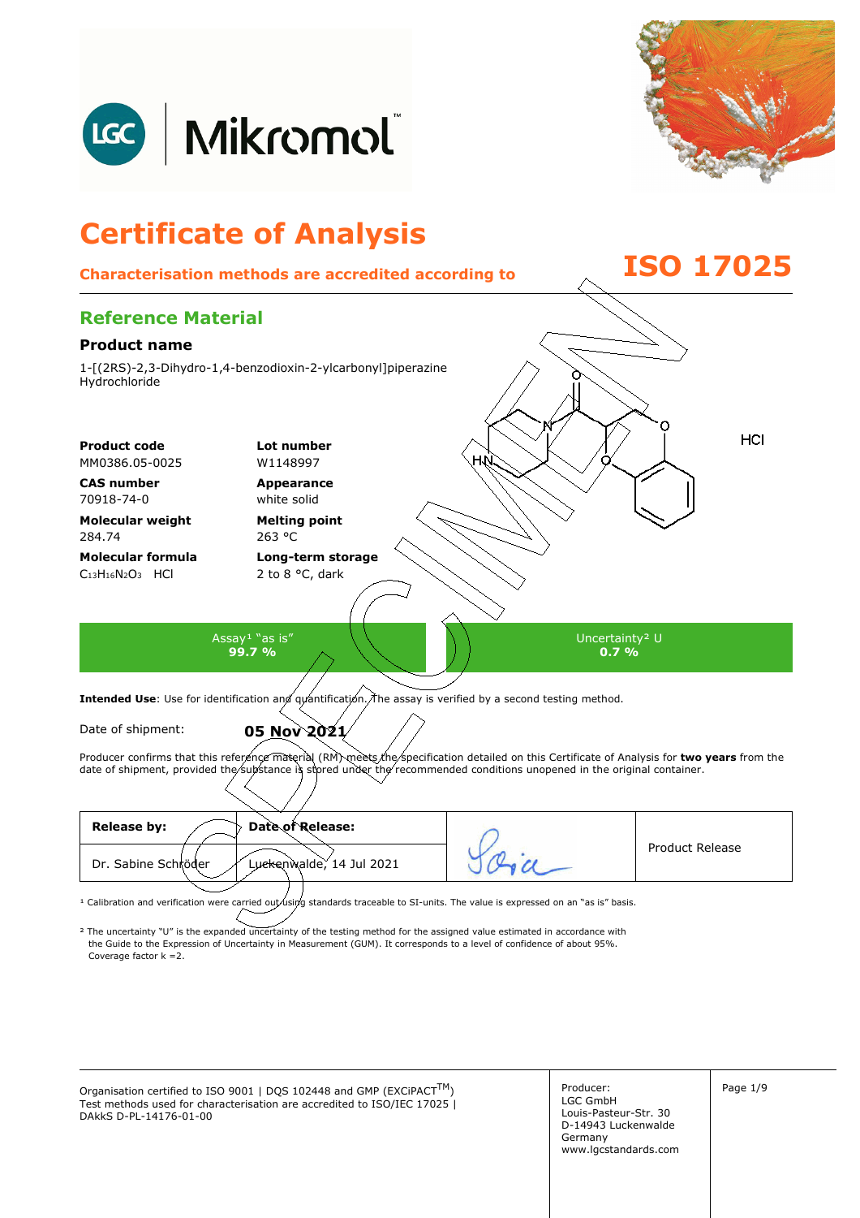LGC | Mikromol™

# Certificate of Analysis

**Characterisation methods are accredited according to ISO 17025**

## Reference Material

### Product name

1-[(2RS)-2,3-Dihydro-1,4-benzodioxin-2-ylcarbonyl]piperazine Hydrochloride

HCl

| | |
|---|---|
| **Product code**<br>MM0386.05-0025 | **Lot number**<br>W1148997 |
| **CAS number**<br>70918-74-0 | **Appearance**<br>white solid |
| **Molecular weight**<br>284.74 | **Melting point**<br>263 °C |
| **Molecular formula**<br>$C_{13}H_{16}N_2O_3$ HCl | **Long-term storage**<br>2 to 8 °C, dark |

| Assay[1] "as is" | Uncertainty[2] U |
|---|---|
| **99.7 %** | **0.7 %** |

**Intended Use**: Use for identification and quantification. The assay is verified by a second testing method.

Date of shipment: **05 Nov 2021**

Producer confirms that this reference material (RM) meets the specification detailed on this Certificate of Analysis for **two years** from the date of shipment, provided the substance is stored under the recommended conditions unopened in the original container.

| **Release by:** | **Date of Release:** | | |
|---|---|---|---|
| Dr. Sabine Schröder | Luckenwalde, 14 Jul 2021 | [signature] | Product Release |

[1] Calibration and verification were carried out using standards traceable to SI-units. The value is expressed on an "as is" basis.

[2] The uncertainty "U" is the expanded uncertainty of the testing method for the assigned value estimated in accordance with the Guide to the Expression of Uncertainty in Measurement (GUM). It corresponds to a level of confidence of about 95%. Coverage factor k =2.

Organisation certified to ISO 9001 | DQS 102448 and GMP (EXCiPACT™)
Test methods used for characterisation are accredited to ISO/IEC 17025 | DAkkS D-PL-14176-01-00

Producer:
LGC GmbH
Louis-Pasteur-Str. 30
D-14943 Luckenwalde
Germany
www.lgcstandards.com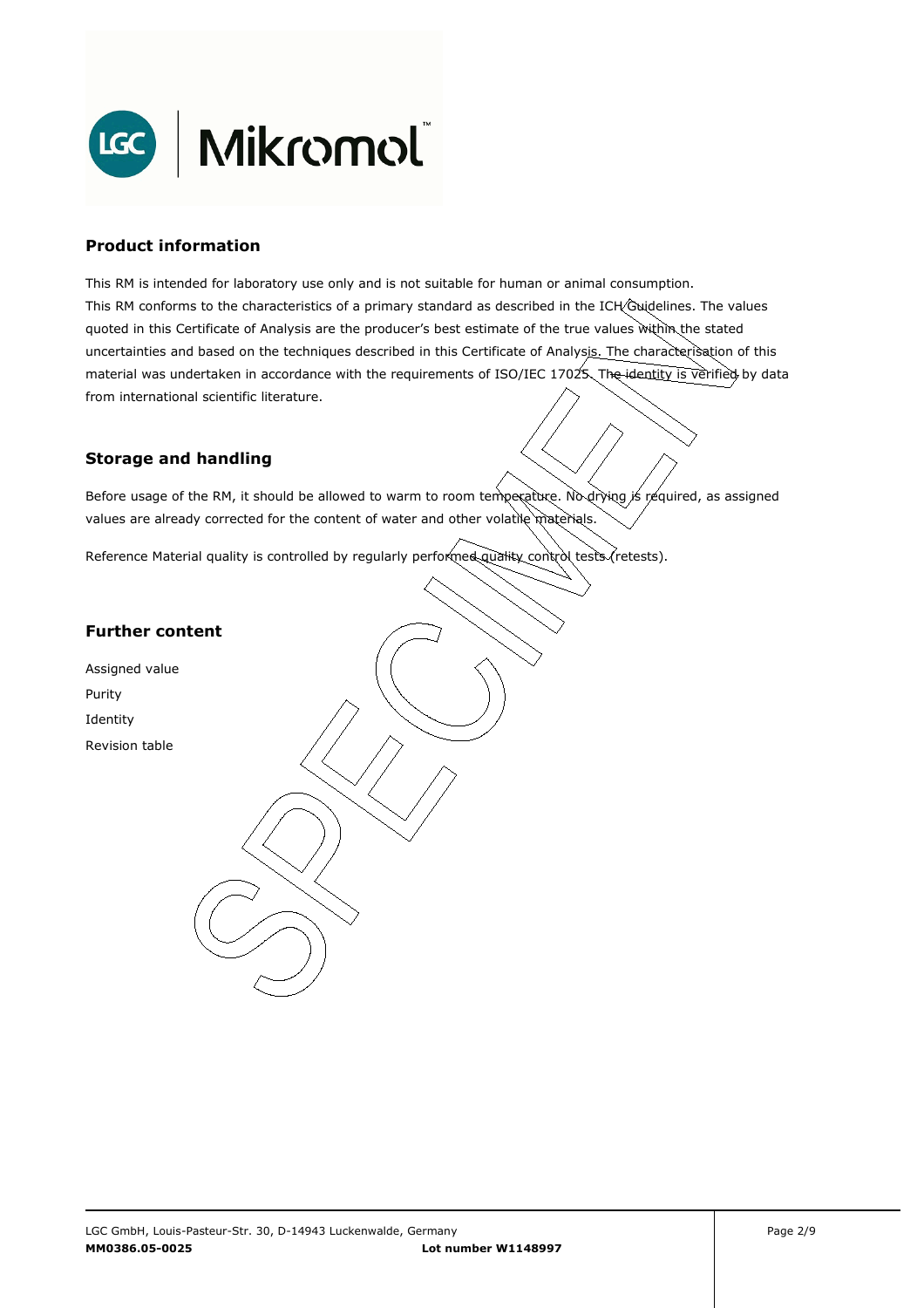## Product information

This RM is intended for laboratory use only and is not suitable for human or animal consumption.
This RM conforms to the characteristics of a primary standard as described in the ICH Guidelines. The values quoted in this Certificate of Analysis are the producer's best estimate of the true values within the stated uncertainties and based on the techniques described in this Certificate of Analysis. The characterisation of this material was undertaken in accordance with the requirements of ISO/IEC 17025. The identity is verified by data from international scientific literature.

## Storage and handling

Before usage of the RM, it should be allowed to warm to room temperature. No drying is required, as assigned values are already corrected for the content of water and other volatile materials.

Reference Material quality is controlled by regularly performed quality control tests (retests).

## Further content

Assigned value
Purity
Identity
Revision table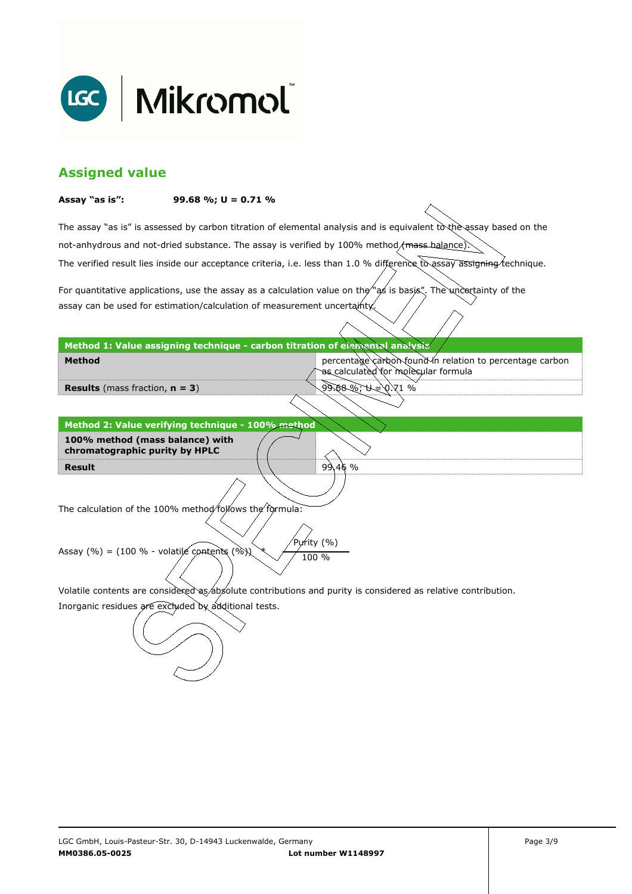## Assigned value

**Assay "as is":** **99.68 %; U = 0.71 %**

The assay "as is" is assessed by carbon titration of elemental analysis and is equivalent to the assay based on the not-anhydrous and not-dried substance. The assay is verified by 100% method (mass balance). The verified result lies inside our acceptance criteria, i.e. less than 1.0 % difference to assay assigning technique.

For quantitative applications, use the assay as a calculation value on the "as is basis". The uncertainty of the assay can be used for estimation/calculation of measurement uncertainty.

| **Method 1: Value assigning technique - carbon titration of elemental analysis** | |
|---|---|
| **Method** | percentage carbon found in relation to percentage carbon as calculated for molecular formula |
| **Results** (mass fraction, **n = 3**) | 99.68 %; U = 0.71 % |

| **Method 2: Value verifying technique - 100% method** | |
|---|---|
| **100% method (mass balance) with chromatographic purity by HPLC** | |
| **Result** | 99.46 % |

The calculation of the 100% method follows the formula:

$$\text{Assay (\%)} = (100\ \% - \text{volatile contents (\%)}) * \frac{\text{Purity (\%)}}{100\ \%}$$

Volatile contents are considered as absolute contributions and purity is considered as relative contribution. Inorganic residues are excluded by additional tests.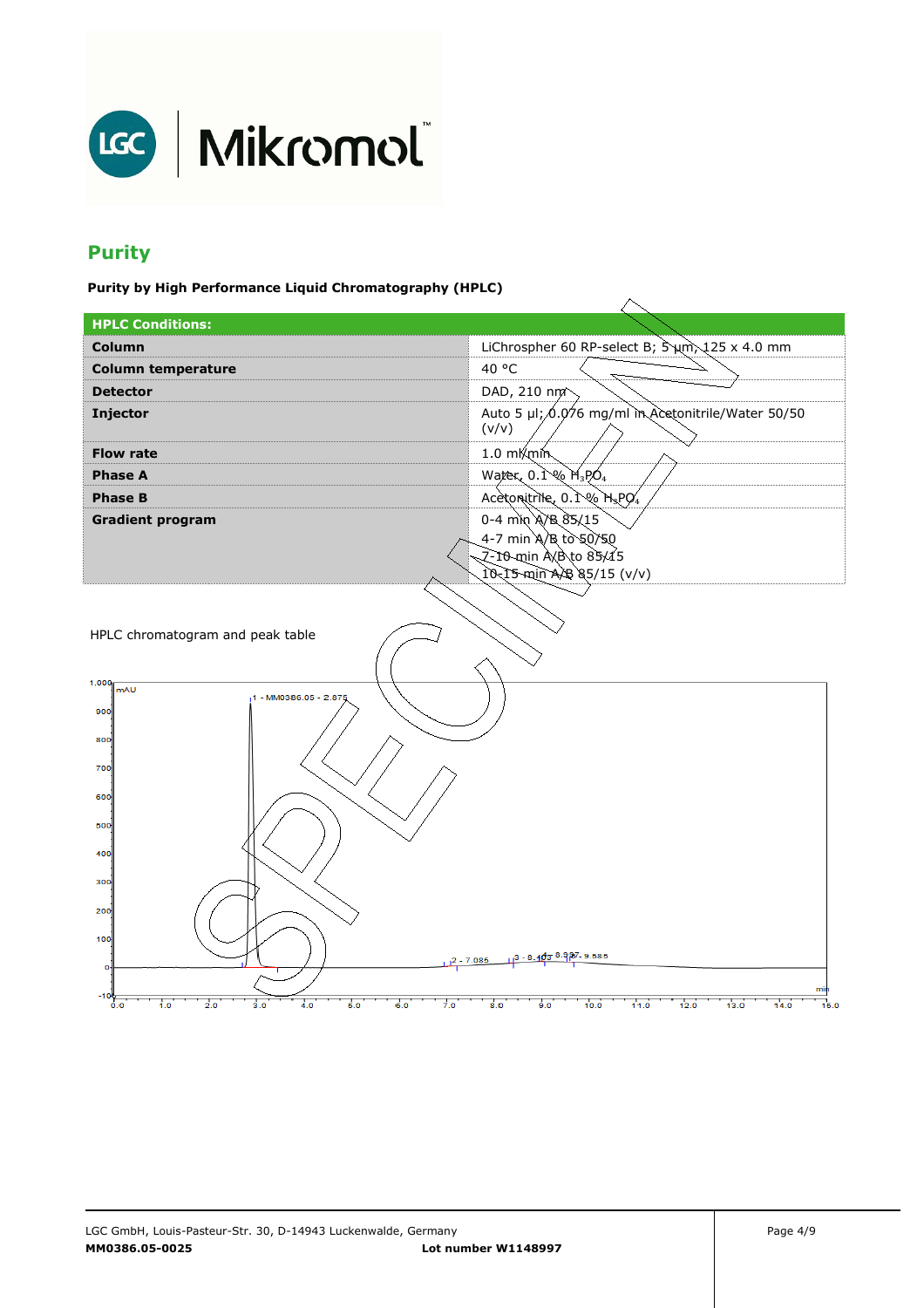## Purity

**Purity by High Performance Liquid Chromatography (HPLC)**

| **HPLC Conditions:** | |
|---|---|
| **Column** | LiChrospher 60 RP-select B; 5 µm, 125 x 4.0 mm |
| **Column temperature** | 40 °C |
| **Detector** | DAD, 210 nm |
| **Injector** | Auto 5 µl; 0.076 mg/ml in Acetonitrile/Water 50/50 (v/v) |
| **Flow rate** | 1.0 ml/min |
| **Phase A** | Water, 0.1 % $H_3PO_4$ |
| **Phase B** | Acetonitrile, 0.1 % $H_3PO_4$ |
| **Gradient program** | 0-4 min A/B 85/15<br>4-7 min A/B to 50/50<br>7-10 min A/B to 85/15<br>10-15 min A/B 85/15 (v/v) |

HPLC chromatogram and peak table

1 - MM0386.05 - 2.875
2 - 7.085
3 - 8.403
8.937
9.585

MM0386.05-0025 Lot number W1148997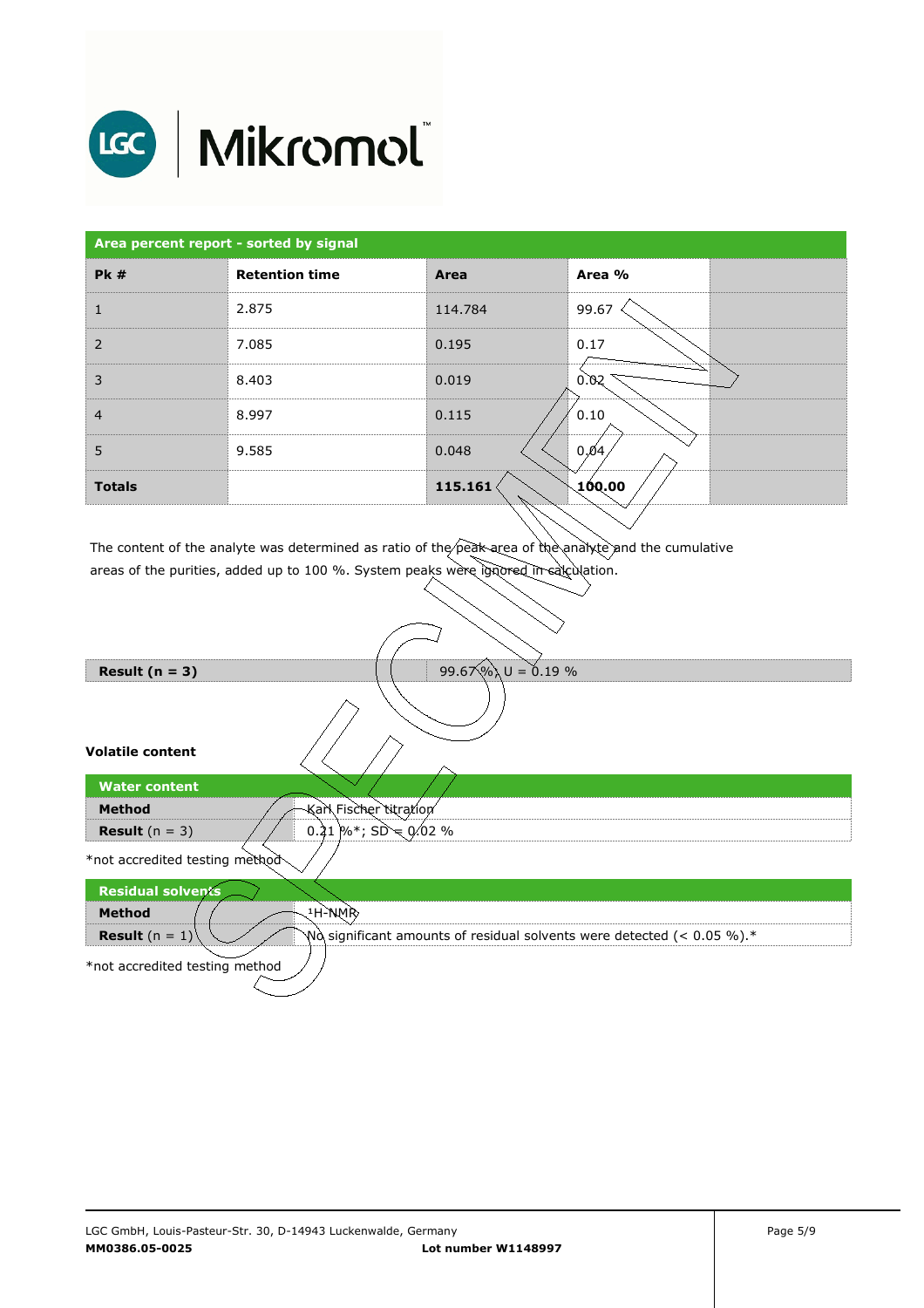| Area percent report - sorted by signal | | | | |
|---|---|---|---|---|
| **Pk #** | **Retention time** | **Area** | **Area %** | |
| 1 | 2.875 | 114.784 | 99.67 | |
| 2 | 7.085 | 0.195 | 0.17 | |
| 3 | 8.403 | 0.019 | 0.02 | |
| 4 | 8.997 | 0.115 | 0.10 | |
| 5 | 9.585 | 0.048 | 0.04 | |
| **Totals** | | **115.161** | **100.00** | |

The content of the analyte was determined as ratio of the peak area of the analyte and the cumulative areas of the purities, added up to 100 %. System peaks were ignored in calculation.

| **Result (n = 3)** | 99.67 %; U = 0.19 % |
|---|---|

**Volatile content**

| Water content | |
|---|---|
| **Method** | Karl Fischer titration |
| **Result** (n = 3) | 0.21 %*; SD = 0.02 % |

*not accredited testing method

| Residual solvents | |
|---|---|
| **Method** | $^{1}$H-NMR |
| **Result** (n = 1) | No significant amounts of residual solvents were detected (< 0.05 %).* |

*not accredited testing method

LGC GmbH, Louis-Pasteur-Str. 30, D-14943 Luckenwalde, Germany
**MM0386.05-0025** **Lot number W1148997**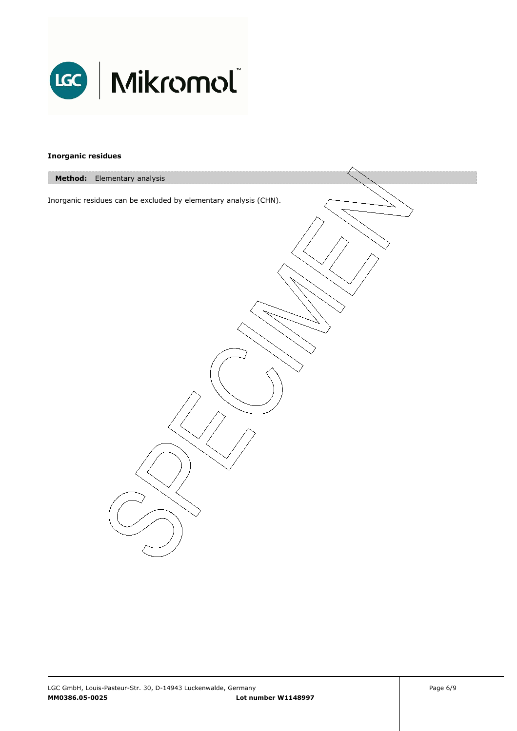**Inorganic residues**

| **Method:** Elementary analysis |
| --- |

Inorganic residues can be excluded by elementary analysis (CHN).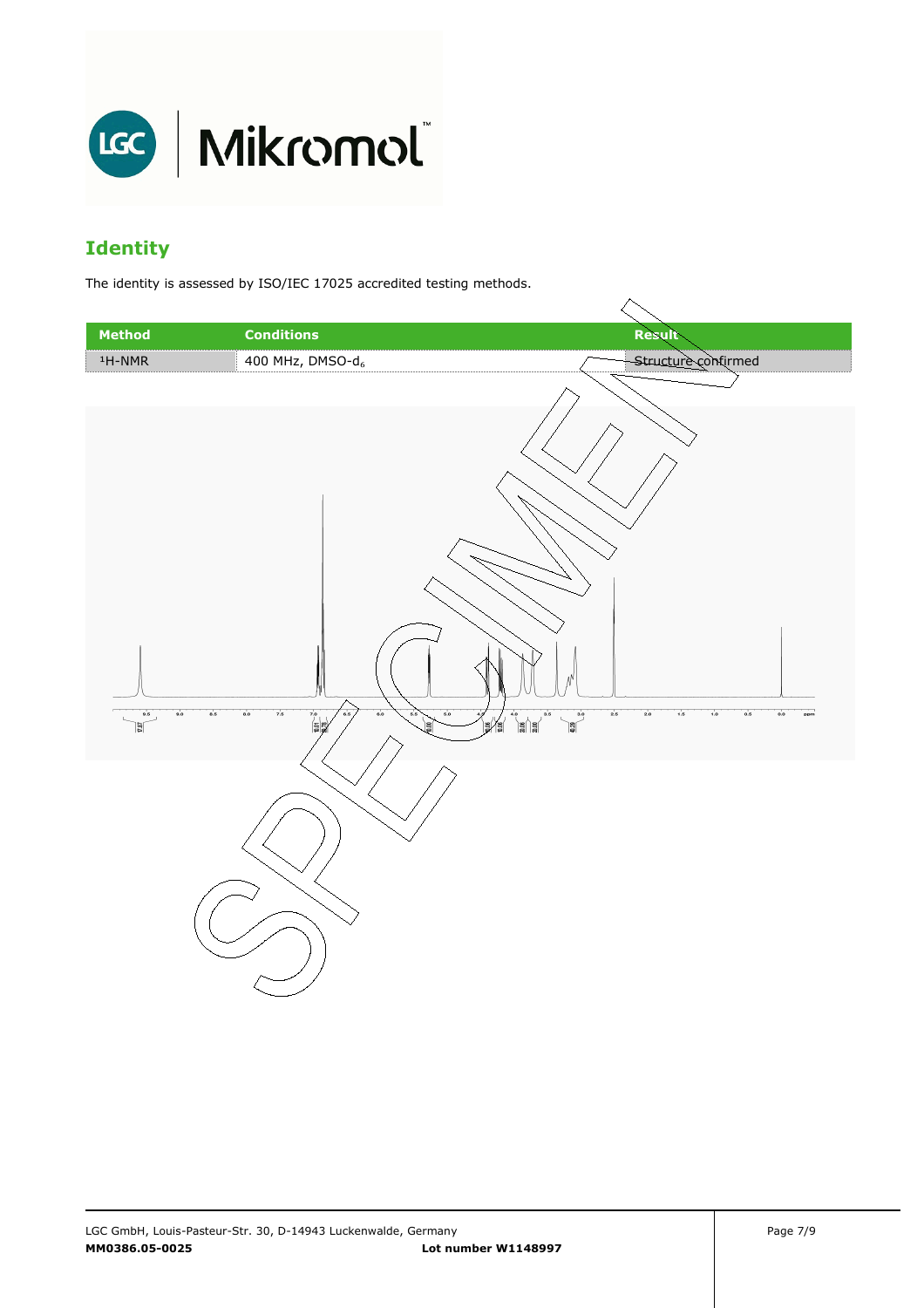## Identity

The identity is assessed by ISO/IEC 17025 accredited testing methods.

| Method | Conditions | Result |
| --- | --- | --- |
| $^1$H-NMR | 400 MHz, DMSO-$d_6$ | Structure confirmed |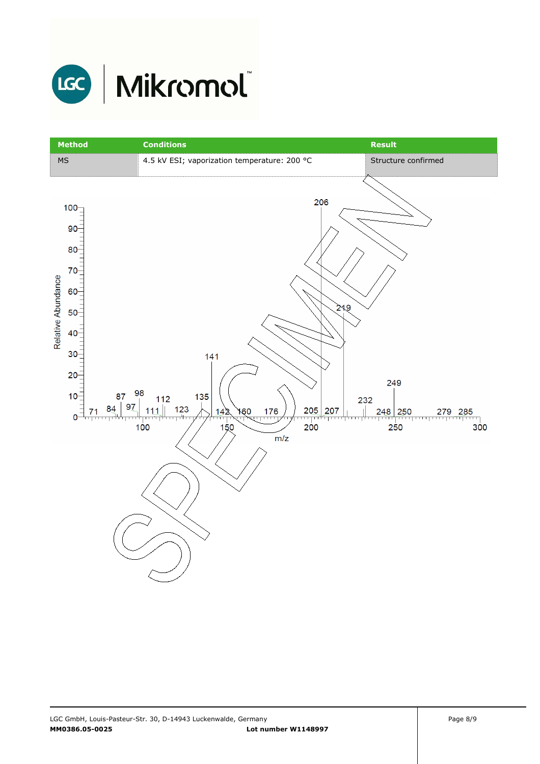| Method | Conditions | Result |
| --- | --- | --- |
| MS | 4.5 kV ESI; vaporization temperature: 200 °C | Structure confirmed |

SPECIMEN

Relative Abundance

100
90
80
70
60
50
40
30
20
10
0

206
219
141
249
87 98
112
135
232
71 84 97 111 123 142 160 176 205 207 248 250 279 285

100 150 200 250 300

m/z

LGC GmbH, Louis-Pasteur-Str. 30, D-14943 Luckenwalde, Germany

**MM0386.05-0025** **Lot number W1148997**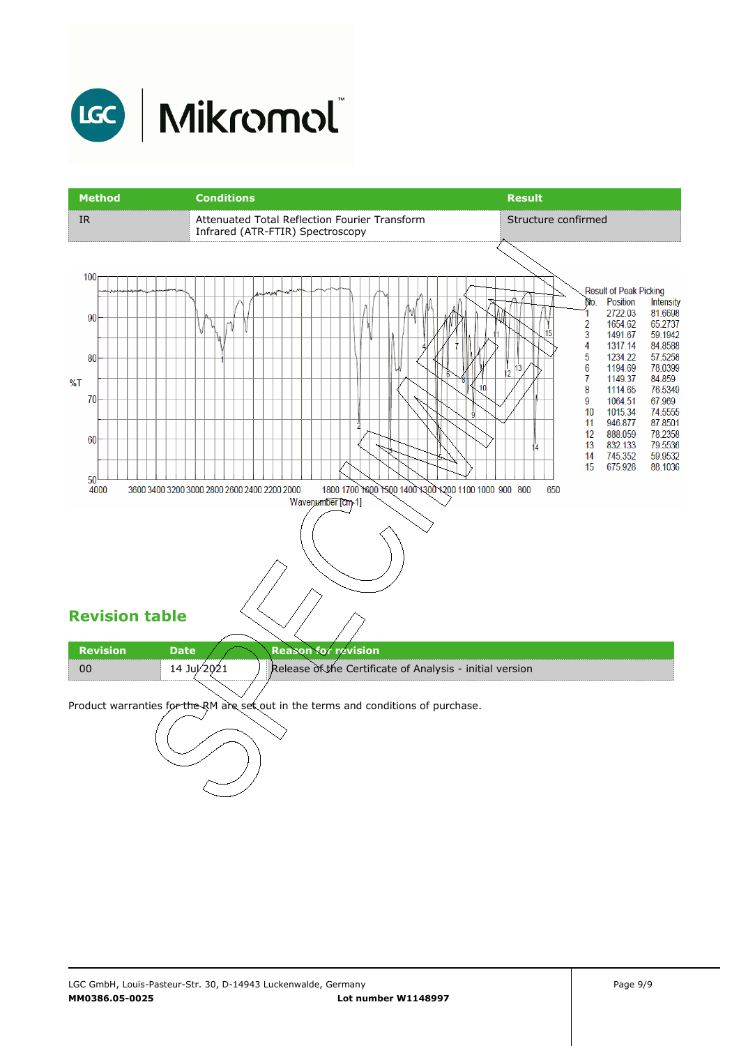| Method | Conditions | Result |
|---|---|---|
| IR | Attenuated Total Reflection Fourier Transform Infrared (ATR-FTIR) Spectroscopy | Structure confirmed |

100
90
80
%T
70
60
50
4000 3600 3400 3200 3000 2800 2600 2400 2200 2000 1800 1700 1600 1500 1400 1300 1200 1100 1000 900 800 650
Wavenumber [cm-1]

Result of Peak Picking

No. Position Intensity
1 2722.03 81.6698
2 1654.62 65.2737
3 1491.67 59.1942
4 1317.14 84.8588
5 1234.22 57.5258
6 1194.69 78.0399
7 1149.37 84.859
8 1114.65 76.5349
9 1064.51 67.969
10 1015.34 74.5555
11 946.877 87.8501
12 888.059 78.2358
13 832.133 79.5536
14 745.352 59.9532
15 675.928 88.1036

SPECIMEN

## Revision table

| Revision | Date | Reason for revision |
|---|---|---|
| 00 | 14 Jul 2021 | Release of the Certificate of Analysis - initial version |

Product warranties for the RM are set out in the terms and conditions of purchase.

LGC GmbH, Louis-Pasteur-Str. 30, D-14943 Luckenwalde, Germany

**MM0386.05-0025** **Lot number W1148997**